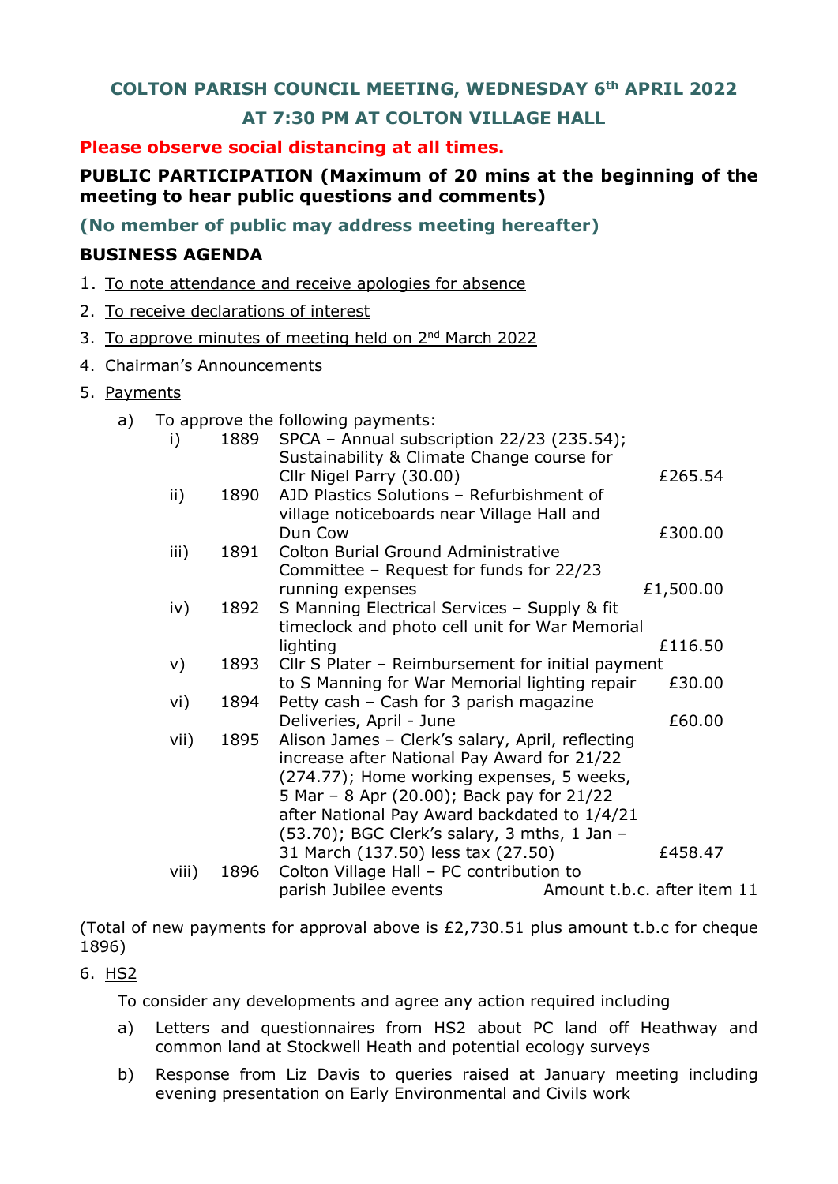## COLTON PARISH COUNCIL MEETING, WEDNESDAY 6th APRIL 2022

## AT 7:30 PM AT COLTON VILLAGE HALL

**Please observe social distancing at all times.**

**PUBLIC PARTICIPATION (Maximum of 20 mins at the beginning of the meeting to hear public questions and comments)**

**(No member of public may address meeting hereafter)**

**BUSINESS AGENDA**

1. To note attendance and receive apologies for absence
2. To receive declarations of interest
3. To approve minutes of meeting held on 2nd March 2022
4. Chairman's Announcements
5. Payments

   a) To approve the following payments:

| | | | |
|---|---|---|---|
| i) | 1889 | SPCA – Annual subscription 22/23 (235.54); Sustainability & Climate Change course for Cllr Nigel Parry (30.00) | £265.54 |
| ii) | 1890 | AJD Plastics Solutions – Refurbishment of village noticeboards near Village Hall and Dun Cow | £300.00 |
| iii) | 1891 | Colton Burial Ground Administrative Committee – Request for funds for 22/23 running expenses | £1,500.00 |
| iv) | 1892 | S Manning Electrical Services – Supply & fit timeclock and photo cell unit for War Memorial lighting | £116.50 |
| v) | 1893 | Cllr S Plater – Reimbursement for initial payment to S Manning for War Memorial lighting repair | £30.00 |
| vi) | 1894 | Petty cash – Cash for 3 parish magazine Deliveries, April - June | £60.00 |
| vii) | 1895 | Alison James – Clerk's salary, April, reflecting increase after National Pay Award for 21/22 (274.77); Home working expenses, 5 weeks, 5 Mar – 8 Apr (20.00); Back pay for 21/22 after National Pay Award backdated to 1/4/21 (53.70); BGC Clerk's salary, 3 mths, 1 Jan – 31 March (137.50) less tax (27.50) | £458.47 |
| viii) | 1896 | Colton Village Hall – PC contribution to parish Jubilee events | Amount t.b.c. after item 11 |

(Total of new payments for approval above is £2,730.51 plus amount t.b.c for cheque 1896)

6. HS2

   To consider any developments and agree any action required including

   a) Letters and questionnaires from HS2 about PC land off Heathway and common land at Stockwell Heath and potential ecology surveys

   b) Response from Liz Davis to queries raised at January meeting including evening presentation on Early Environmental and Civils work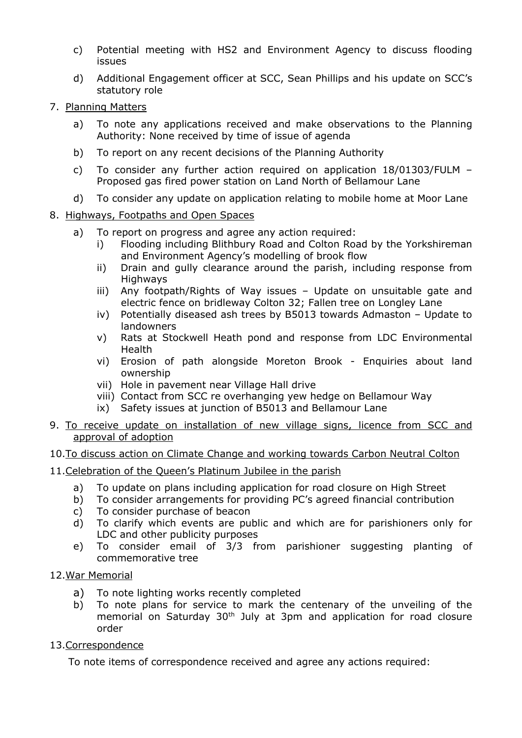c) Potential meeting with HS2 and Environment Agency to discuss flooding issues

d) Additional Engagement officer at SCC, Sean Phillips and his update on SCC's statutory role

7. <u>Planning Matters</u>

   a) To note any applications received and make observations to the Planning Authority: None received by time of issue of agenda

   b) To report on any recent decisions of the Planning Authority

   c) To consider any further action required on application 18/01303/FULM – Proposed gas fired power station on Land North of Bellamour Lane

   d) To consider any update on application relating to mobile home at Moor Lane

8. <u>Highways, Footpaths and Open Spaces</u>

   a) To report on progress and agree any action required:
      i) Flooding including Blithbury Road and Colton Road by the Yorkshireman and Environment Agency's modelling of brook flow
      ii) Drain and gully clearance around the parish, including response from Highways
      iii) Any footpath/Rights of Way issues – Update on unsuitable gate and electric fence on bridleway Colton 32; Fallen tree on Longley Lane
      iv) Potentially diseased ash trees by B5013 towards Admaston – Update to landowners
      v) Rats at Stockwell Heath pond and response from LDC Environmental Health
      vi) Erosion of path alongside Moreton Brook - Enquiries about land ownership
      vii) Hole in pavement near Village Hall drive
      viii) Contact from SCC re overhanging yew hedge on Bellamour Way
      ix) Safety issues at junction of B5013 and Bellamour Lane

9. <u>To receive update on installation of new village signs, licence from SCC and approval of adoption</u>

10. <u>To discuss action on Climate Change and working towards Carbon Neutral Colton</u>

11. <u>Celebration of the Queen's Platinum Jubilee in the parish</u>

    a) To update on plans including application for road closure on High Street
    b) To consider arrangements for providing PC's agreed financial contribution
    c) To consider purchase of beacon
    d) To clarify which events are public and which are for parishioners only for LDC and other publicity purposes
    e) To consider email of 3/3 from parishioner suggesting planting of commemorative tree

12. <u>War Memorial</u>

    a) To note lighting works recently completed
    b) To note plans for service to mark the centenary of the unveiling of the memorial on Saturday 30th July at 3pm and application for road closure order

13. <u>Correspondence</u>

    To note items of correspondence received and agree any actions required: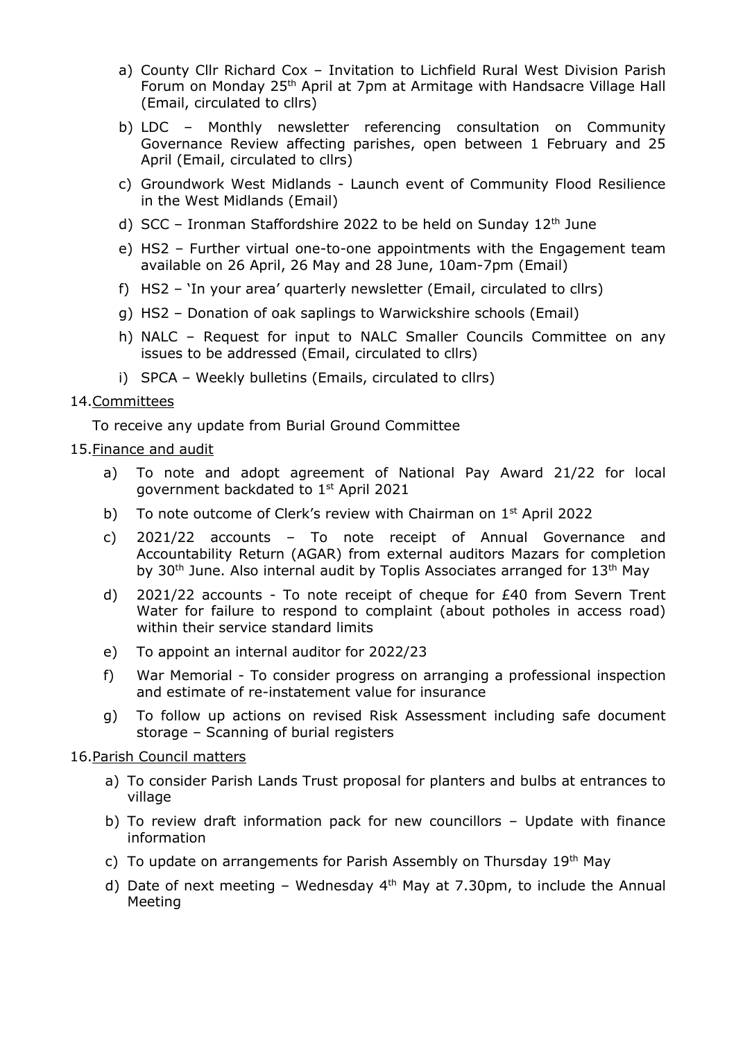a) County Cllr Richard Cox – Invitation to Lichfield Rural West Division Parish Forum on Monday 25th April at 7pm at Armitage with Handsacre Village Hall (Email, circulated to cllrs)

b) LDC – Monthly newsletter referencing consultation on Community Governance Review affecting parishes, open between 1 February and 25 April (Email, circulated to cllrs)

c) Groundwork West Midlands - Launch event of Community Flood Resilience in the West Midlands (Email)

d) SCC – Ironman Staffordshire 2022 to be held on Sunday 12th June

e) HS2 – Further virtual one-to-one appointments with the Engagement team available on 26 April, 26 May and 28 June, 10am-7pm (Email)

f) HS2 – 'In your area' quarterly newsletter (Email, circulated to cllrs)

g) HS2 – Donation of oak saplings to Warwickshire schools (Email)

h) NALC – Request for input to NALC Smaller Councils Committee on any issues to be addressed (Email, circulated to cllrs)

i) SPCA – Weekly bulletins (Emails, circulated to cllrs)

14. Committees

To receive any update from Burial Ground Committee

15. Finance and audit

a) To note and adopt agreement of National Pay Award 21/22 for local government backdated to 1st April 2021

b) To note outcome of Clerk's review with Chairman on 1st April 2022

c) 2021/22 accounts – To note receipt of Annual Governance and Accountability Return (AGAR) from external auditors Mazars for completion by 30th June. Also internal audit by Toplis Associates arranged for 13th May

d) 2021/22 accounts - To note receipt of cheque for £40 from Severn Trent Water for failure to respond to complaint (about potholes in access road) within their service standard limits

e) To appoint an internal auditor for 2022/23

f) War Memorial - To consider progress on arranging a professional inspection and estimate of re-instatement value for insurance

g) To follow up actions on revised Risk Assessment including safe document storage – Scanning of burial registers

16. Parish Council matters

a) To consider Parish Lands Trust proposal for planters and bulbs at entrances to village

b) To review draft information pack for new councillors – Update with finance information

c) To update on arrangements for Parish Assembly on Thursday 19th May

d) Date of next meeting – Wednesday 4th May at 7.30pm, to include the Annual Meeting